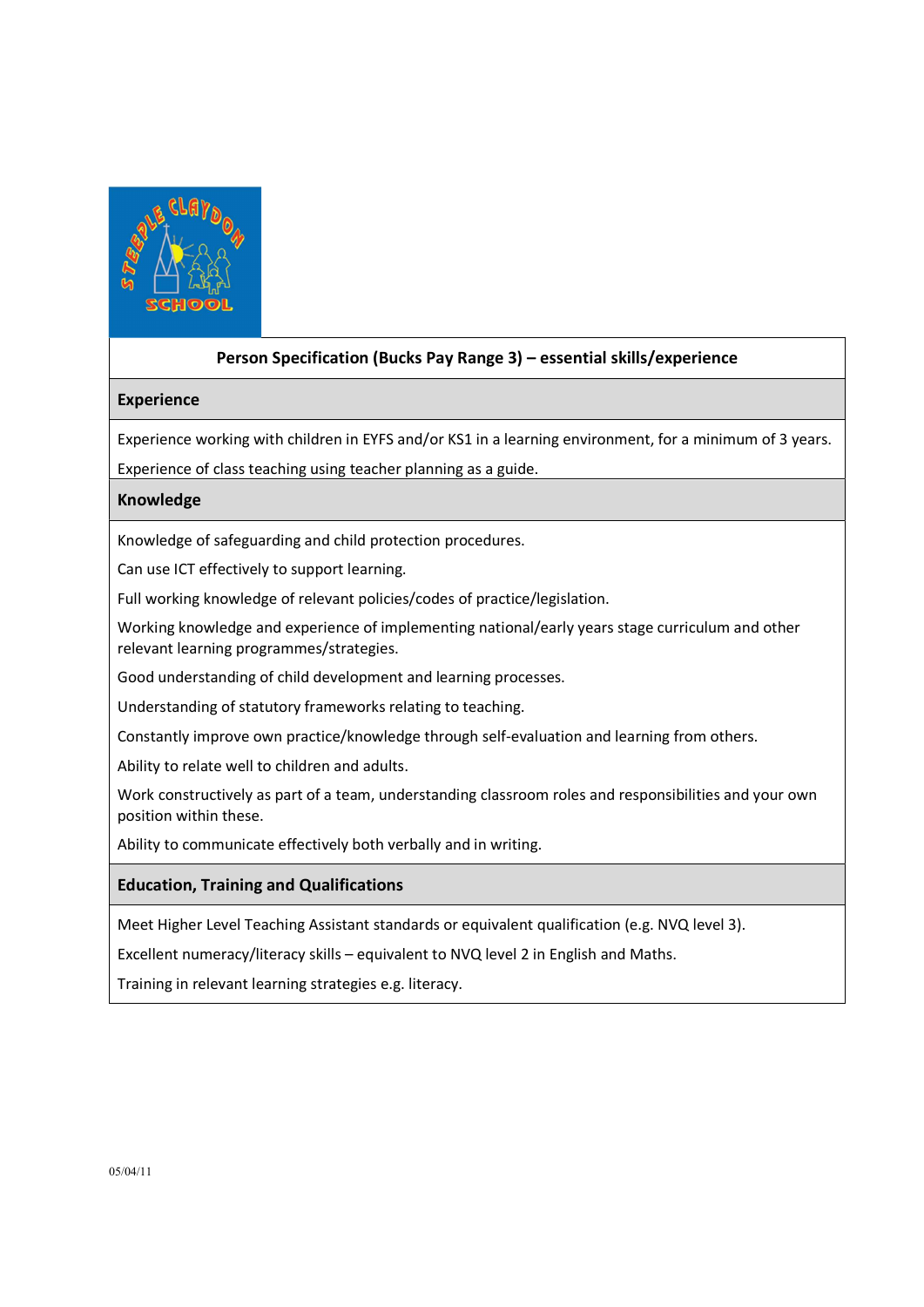## Person Specification (Bucks Pay Range 3) – essential skills/experience

### Experience

Experience working with children in EYFS and/or KS1 in a learning environment, for a minimum of 3 years.

Experience of class teaching using teacher planning as a guide.

### Knowledge

Knowledge of safeguarding and child protection procedures.

Can use ICT effectively to support learning.

Full working knowledge of relevant policies/codes of practice/legislation.

Working knowledge and experience of implementing national/early years stage curriculum and other relevant learning programmes/strategies.

Good understanding of child development and learning processes.

Understanding of statutory frameworks relating to teaching.

Constantly improve own practice/knowledge through self-evaluation and learning from others.

Ability to relate well to children and adults.

Work constructively as part of a team, understanding classroom roles and responsibilities and your own position within these.

Ability to communicate effectively both verbally and in writing.

### Education, Training and Qualifications

Meet Higher Level Teaching Assistant standards or equivalent qualification (e.g. NVQ level 3).

Excellent numeracy/literacy skills – equivalent to NVQ level 2 in English and Maths.

Training in relevant learning strategies e.g. literacy.

05/04/11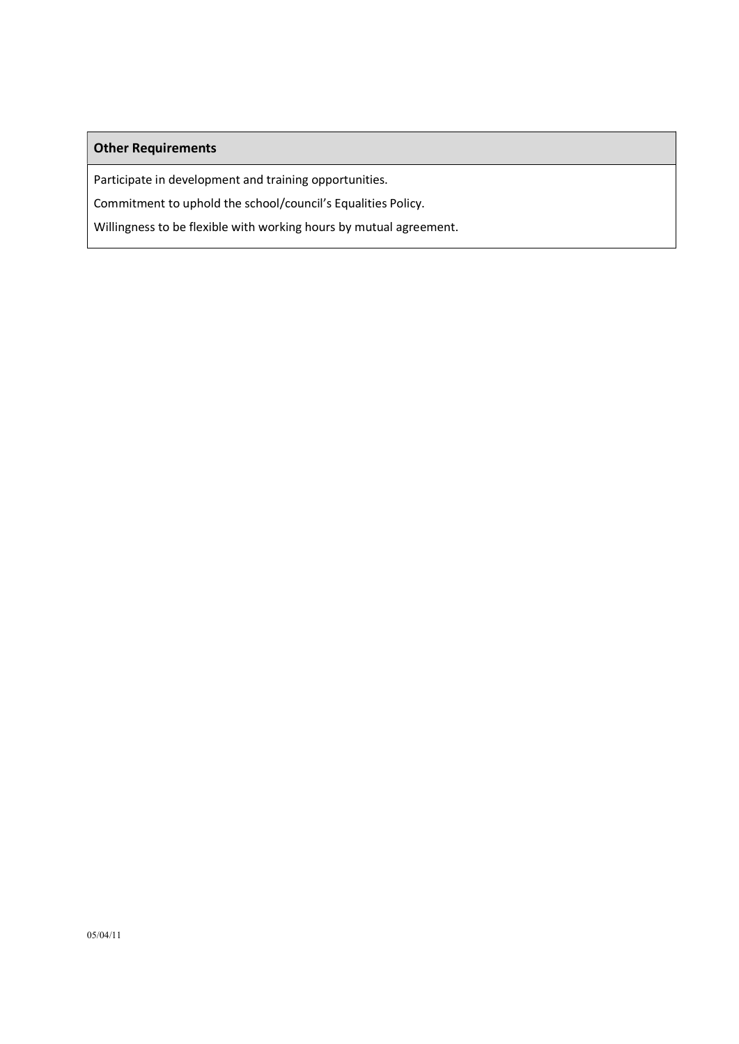| Other Requirements |
| --- |
| Participate in development and training opportunities.<br>Commitment to uphold the school/council's Equalities Policy.<br>Willingness to be flexible with working hours by mutual agreement. |

05/04/11